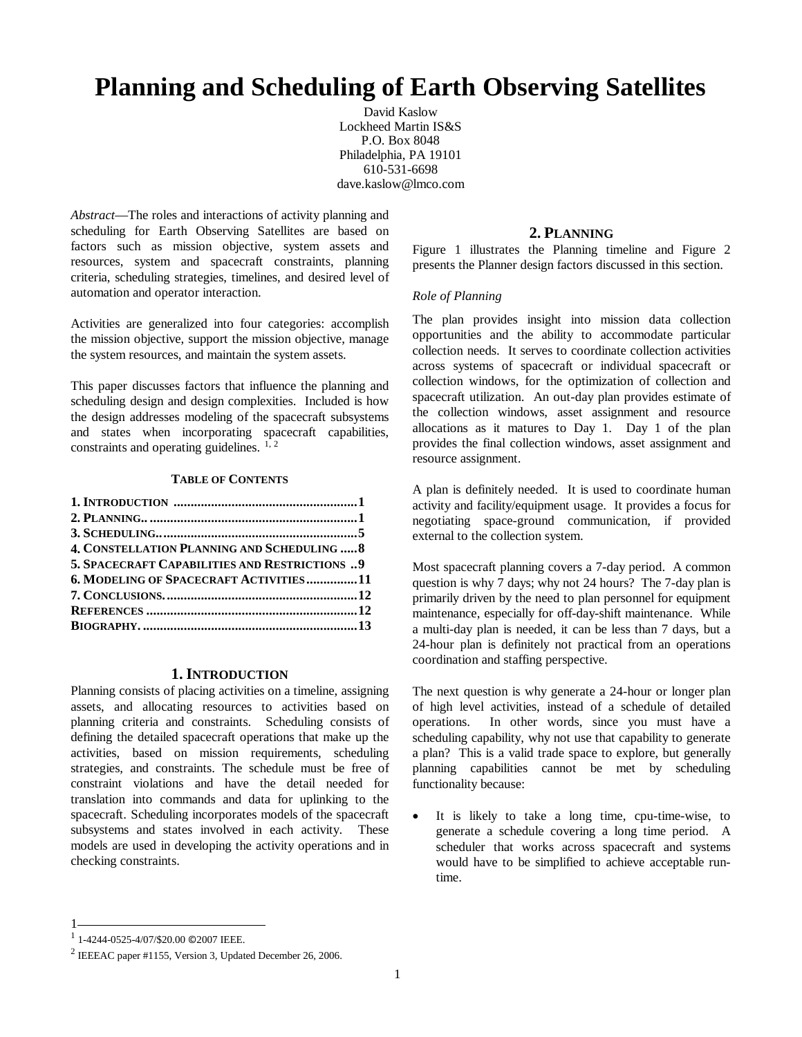# Planning and Scheduling of Earth Observing Satellites

David Kaslow
Lockheed Martin IS&S
P.O. Box 8048
Philadelphia, PA 19101
610-531-6698
dave.kaslow@lmco.com

*Abstract*—The roles and interactions of activity planning and scheduling for Earth Observing Satellites are based on factors such as mission objective, system assets and resources, system and spacecraft constraints, planning criteria, scheduling strategies, timelines, and desired level of automation and operator interaction.

Activities are generalized into four categories: accomplish the mission objective, support the mission objective, manage the system resources, and maintain the system assets.

This paper discusses factors that influence the planning and scheduling design and design complexities. Included is how the design addresses modeling of the spacecraft subsystems and states when incorporating spacecraft capabilities, constraints and operating guidelines. [1, 2]

**TABLE OF CONTENTS**

| | |
|---|---|
| **1. INTRODUCTION** | **1** |
| **2. PLANNING** | **1** |
| **3. SCHEDULING** | **5** |
| **4. CONSTELLATION PLANNING AND SCHEDULING** | **8** |
| **5. SPACECRAFT CAPABILITIES AND RESTRICTIONS** | **9** |
| **6. MODELING OF SPACECRAFT ACTIVITIES** | **11** |
| **7. CONCLUSIONS** | **12** |
| **REFERENCES** | **12** |
| **BIOGRAPHY** | **13** |

## 1. INTRODUCTION

Planning consists of placing activities on a timeline, assigning assets, and allocating resources to activities based on planning criteria and constraints. Scheduling consists of defining the detailed spacecraft operations that make up the activities, based on mission requirements, scheduling strategies, and constraints. The schedule must be free of constraint violations and have the detail needed for translation into commands and data for uplinking to the spacecraft. Scheduling incorporates models of the spacecraft subsystems and states involved in each activity. These models are used in developing the activity operations and in checking constraints.

## 2. PLANNING

Figure 1 illustrates the Planning timeline and Figure 2 presents the Planner design factors discussed in this section.

### *Role of Planning*

The plan provides insight into mission data collection opportunities and the ability to accommodate particular collection needs. It serves to coordinate collection activities across systems of spacecraft or individual spacecraft or collection windows, for the optimization of collection and spacecraft utilization. An out-day plan provides estimate of the collection windows, asset assignment and resource allocations as it matures to Day 1. Day 1 of the plan provides the final collection windows, asset assignment and resource assignment.

A plan is definitely needed. It is used to coordinate human activity and facility/equipment usage. It provides a focus for negotiating space-ground communication, if provided external to the collection system.

Most spacecraft planning covers a 7-day period. A common question is why 7 days; why not 24 hours? The 7-day plan is primarily driven by the need to plan personnel for equipment maintenance, especially for off-day-shift maintenance. While a multi-day plan is needed, it can be less than 7 days, but a 24-hour plan is definitely not practical from an operations coordination and staffing perspective.

The next question is why generate a 24-hour or longer plan of high level activities, instead of a schedule of detailed operations. In other words, since you must have a scheduling capability, why not use that capability to generate a plan? This is a valid trade space to explore, but generally planning capabilities cannot be met by scheduling functionality because:

- It is likely to take a long time, cpu-time-wise, to generate a schedule covering a long time period. A scheduler that works across spacecraft and systems would have to be simplified to achieve acceptable run-time.

---

[1] 1-4244-0525-4/07/$20.00 ©2007 IEEE.

[2] IEEEAC paper #1155, Version 3, Updated December 26, 2006.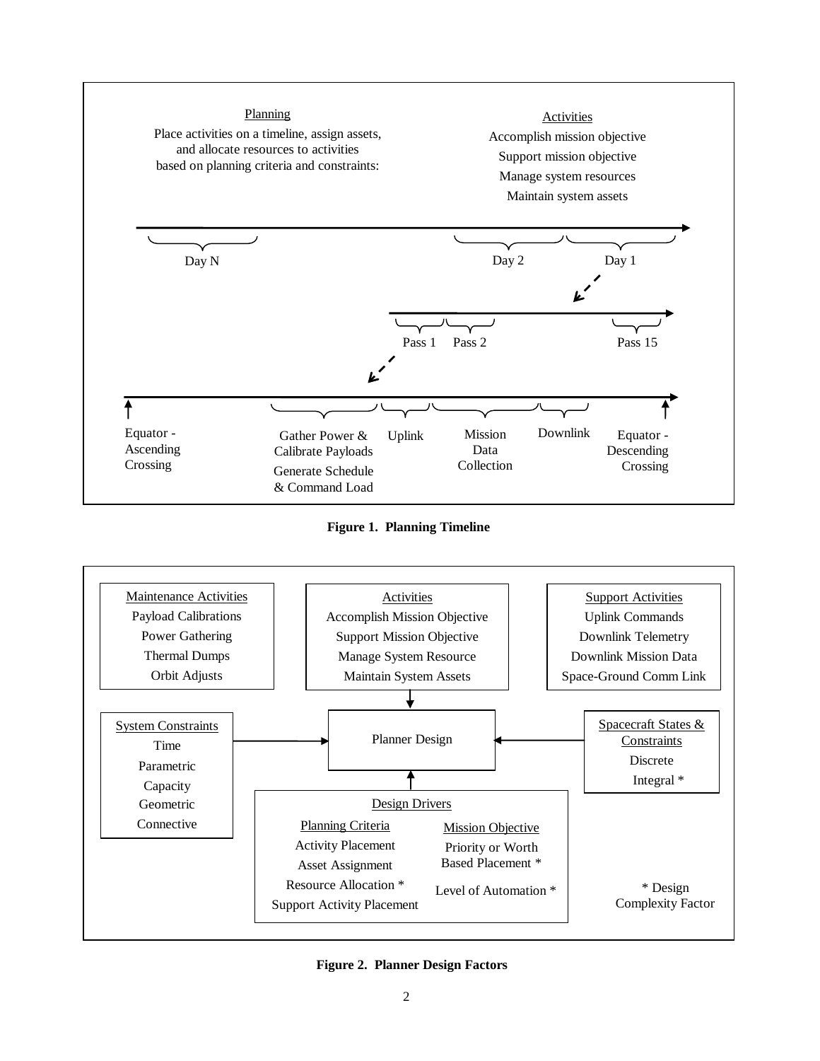Planning

Place activities on a timeline, assign assets, and allocate resources to activities based on planning criteria and constraints:

Activities

Accomplish mission objective

Support mission objective

Manage system resources

Maintain system assets

Day N | Day 2 | Day 1

Pass 1 | Pass 2 | Pass 15

Equator - Ascending Crossing | Gather Power & Calibrate Payloads, Generate Schedule & Command Load | Uplink | Mission Data Collection | Downlink | Equator - Descending Crossing

**Figure 1. Planning Timeline**

Maintenance Activities

- Payload Calibrations
- Power Gathering
- Thermal Dumps
- Orbit Adjusts

Activities

- Accomplish Mission Objective
- Support Mission Objective
- Manage System Resource
- Maintain System Assets

Support Activities

- Uplink Commands
- Downlink Telemetry
- Downlink Mission Data
- Space-Ground Comm Link

System Constraints

- Time
- Parametric
- Capacity
- Geometric
- Connective

Planner Design

Spacecraft States & Constraints

- Discrete
- Integral *

Design Drivers

Planning Criteria

- Activity Placement
- Asset Assignment
- Resource Allocation *
- Support Activity Placement

Mission Objective

- Priority or Worth Based Placement *
- Level of Automation *

\* Design Complexity Factor

**Figure 2. Planner Design Factors**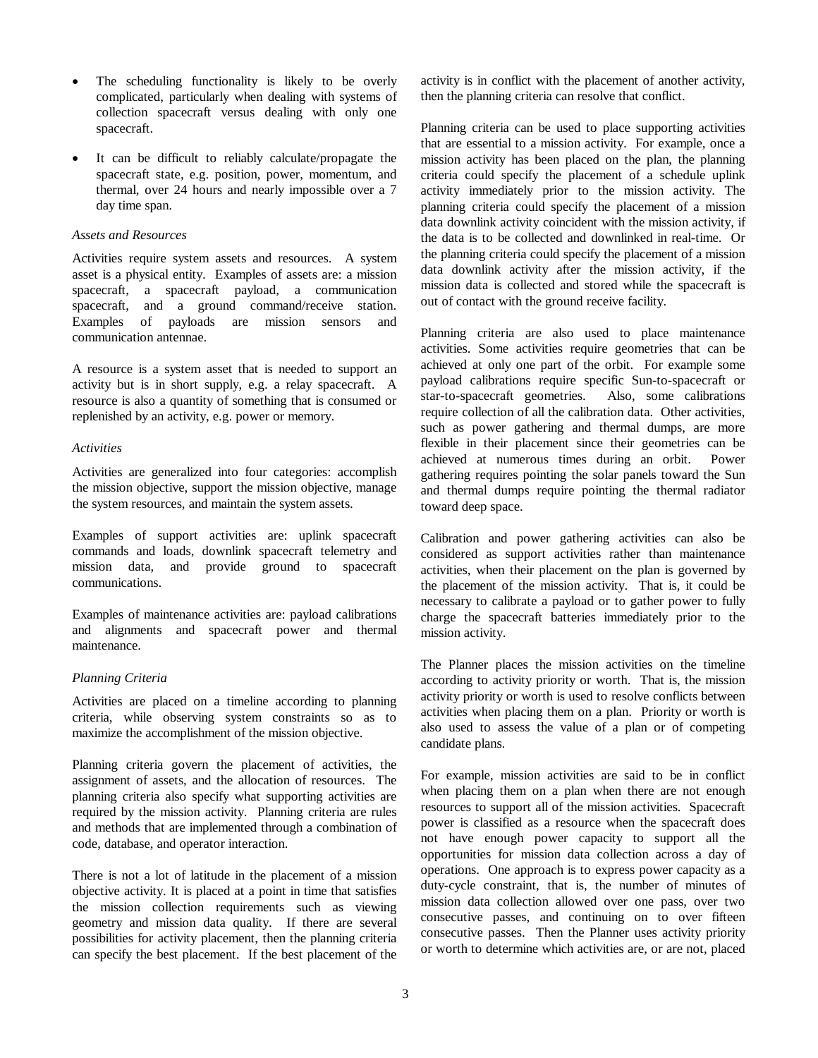- The scheduling functionality is likely to be overly complicated, particularly when dealing with systems of collection spacecraft versus dealing with only one spacecraft.
- It can be difficult to reliably calculate/propagate the spacecraft state, e.g. position, power, momentum, and thermal, over 24 hours and nearly impossible over a 7 day time span.

*Assets and Resources*

Activities require system assets and resources. A system asset is a physical entity. Examples of assets are: a mission spacecraft, a spacecraft payload, a communication spacecraft, and a ground command/receive station. Examples of payloads are mission sensors and communication antennae.

A resource is a system asset that is needed to support an activity but is in short supply, e.g. a relay spacecraft. A resource is also a quantity of something that is consumed or replenished by an activity, e.g. power or memory.

*Activities*

Activities are generalized into four categories: accomplish the mission objective, support the mission objective, manage the system resources, and maintain the system assets.

Examples of support activities are: uplink spacecraft commands and loads, downlink spacecraft telemetry and mission data, and provide ground to spacecraft communications.

Examples of maintenance activities are: payload calibrations and alignments and spacecraft power and thermal maintenance.

*Planning Criteria*

Activities are placed on a timeline according to planning criteria, while observing system constraints so as to maximize the accomplishment of the mission objective.

Planning criteria govern the placement of activities, the assignment of assets, and the allocation of resources. The planning criteria also specify what supporting activities are required by the mission activity. Planning criteria are rules and methods that are implemented through a combination of code, database, and operator interaction.

There is not a lot of latitude in the placement of a mission objective activity. It is placed at a point in time that satisfies the mission collection requirements such as viewing geometry and mission data quality. If there are several possibilities for activity placement, then the planning criteria can specify the best placement. If the best placement of the activity is in conflict with the placement of another activity, then the planning criteria can resolve that conflict.

Planning criteria can be used to place supporting activities that are essential to a mission activity. For example, once a mission activity has been placed on the plan, the planning criteria could specify the placement of a schedule uplink activity immediately prior to the mission activity. The planning criteria could specify the placement of a mission data downlink activity coincident with the mission activity, if the data is to be collected and downlinked in real-time. Or the planning criteria could specify the placement of a mission data downlink activity after the mission activity, if the mission data is collected and stored while the spacecraft is out of contact with the ground receive facility.

Planning criteria are also used to place maintenance activities. Some activities require geometries that can be achieved at only one part of the orbit. For example some payload calibrations require specific Sun-to-spacecraft or star-to-spacecraft geometries. Also, some calibrations require collection of all the calibration data. Other activities, such as power gathering and thermal dumps, are more flexible in their placement since their geometries can be achieved at numerous times during an orbit. Power gathering requires pointing the solar panels toward the Sun and thermal dumps require pointing the thermal radiator toward deep space.

Calibration and power gathering activities can also be considered as support activities rather than maintenance activities, when their placement on the plan is governed by the placement of the mission activity. That is, it could be necessary to calibrate a payload or to gather power to fully charge the spacecraft batteries immediately prior to the mission activity.

The Planner places the mission activities on the timeline according to activity priority or worth. That is, the mission activity priority or worth is used to resolve conflicts between activities when placing them on a plan. Priority or worth is also used to assess the value of a plan or of competing candidate plans.

For example, mission activities are said to be in conflict when placing them on a plan when there are not enough resources to support all of the mission activities. Spacecraft power is classified as a resource when the spacecraft does not have enough power capacity to support all the opportunities for mission data collection across a day of operations. One approach is to express power capacity as a duty-cycle constraint, that is, the number of minutes of mission data collection allowed over one pass, over two consecutive passes, and continuing on to over fifteen consecutive passes. Then the Planner uses activity priority or worth to determine which activities are, or are not, placed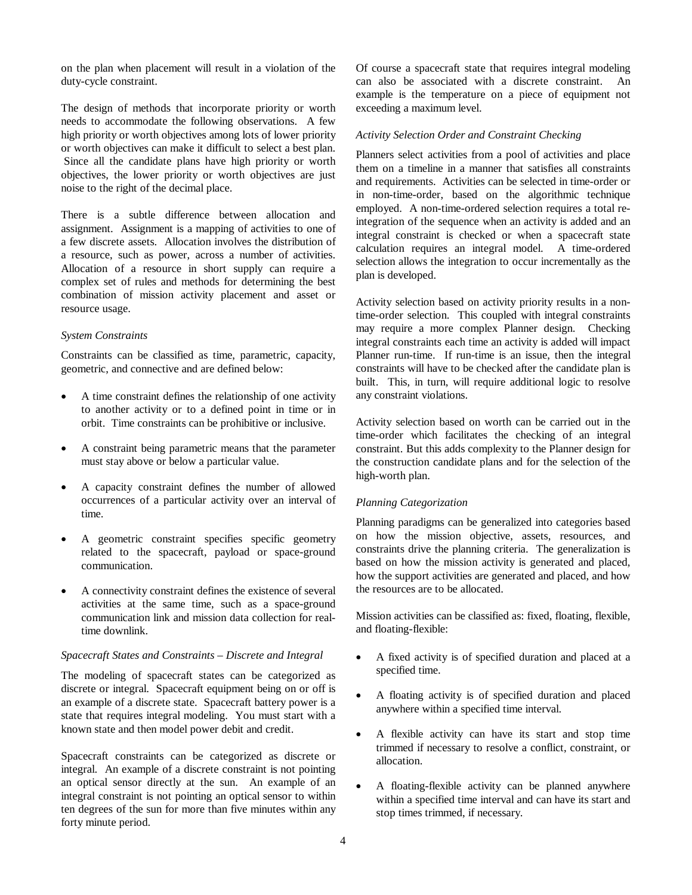on the plan when placement will result in a violation of the duty-cycle constraint.

The design of methods that incorporate priority or worth needs to accommodate the following observations. A few high priority or worth objectives among lots of lower priority or worth objectives can make it difficult to select a best plan. Since all the candidate plans have high priority or worth objectives, the lower priority or worth objectives are just noise to the right of the decimal place.

There is a subtle difference between allocation and assignment. Assignment is a mapping of activities to one of a few discrete assets. Allocation involves the distribution of a resource, such as power, across a number of activities. Allocation of a resource in short supply can require a complex set of rules and methods for determining the best combination of mission activity placement and asset or resource usage.

*System Constraints*

Constraints can be classified as time, parametric, capacity, geometric, and connective and are defined below:

- A time constraint defines the relationship of one activity to another activity or to a defined point in time or in orbit. Time constraints can be prohibitive or inclusive.
- A constraint being parametric means that the parameter must stay above or below a particular value.
- A capacity constraint defines the number of allowed occurrences of a particular activity over an interval of time.
- A geometric constraint specifies specific geometry related to the spacecraft, payload or space-ground communication.
- A connectivity constraint defines the existence of several activities at the same time, such as a space-ground communication link and mission data collection for real-time downlink.

*Spacecraft States and Constraints – Discrete and Integral*

The modeling of spacecraft states can be categorized as discrete or integral. Spacecraft equipment being on or off is an example of a discrete state. Spacecraft battery power is a state that requires integral modeling. You must start with a known state and then model power debit and credit.

Spacecraft constraints can be categorized as discrete or integral. An example of a discrete constraint is not pointing an optical sensor directly at the sun. An example of an integral constraint is not pointing an optical sensor to within ten degrees of the sun for more than five minutes within any forty minute period.

Of course a spacecraft state that requires integral modeling can also be associated with a discrete constraint. An example is the temperature on a piece of equipment not exceeding a maximum level.

*Activity Selection Order and Constraint Checking*

Planners select activities from a pool of activities and place them on a timeline in a manner that satisfies all constraints and requirements. Activities can be selected in time-order or in non-time-order, based on the algorithmic technique employed. A non-time-ordered selection requires a total re-integration of the sequence when an activity is added and an integral constraint is checked or when a spacecraft state calculation requires an integral model. A time-ordered selection allows the integration to occur incrementally as the plan is developed.

Activity selection based on activity priority results in a non-time-order selection. This coupled with integral constraints may require a more complex Planner design. Checking integral constraints each time an activity is added will impact Planner run-time. If run-time is an issue, then the integral constraints will have to be checked after the candidate plan is built. This, in turn, will require additional logic to resolve any constraint violations.

Activity selection based on worth can be carried out in the time-order which facilitates the checking of an integral constraint. But this adds complexity to the Planner design for the construction candidate plans and for the selection of the high-worth plan.

*Planning Categorization*

Planning paradigms can be generalized into categories based on how the mission objective, assets, resources, and constraints drive the planning criteria. The generalization is based on how the mission activity is generated and placed, how the support activities are generated and placed, and how the resources are to be allocated.

Mission activities can be classified as: fixed, floating, flexible, and floating-flexible:

- A fixed activity is of specified duration and placed at a specified time.
- A floating activity is of specified duration and placed anywhere within a specified time interval.
- A flexible activity can have its start and stop time trimmed if necessary to resolve a conflict, constraint, or allocation.
- A floating-flexible activity can be planned anywhere within a specified time interval and can have its start and stop times trimmed, if necessary.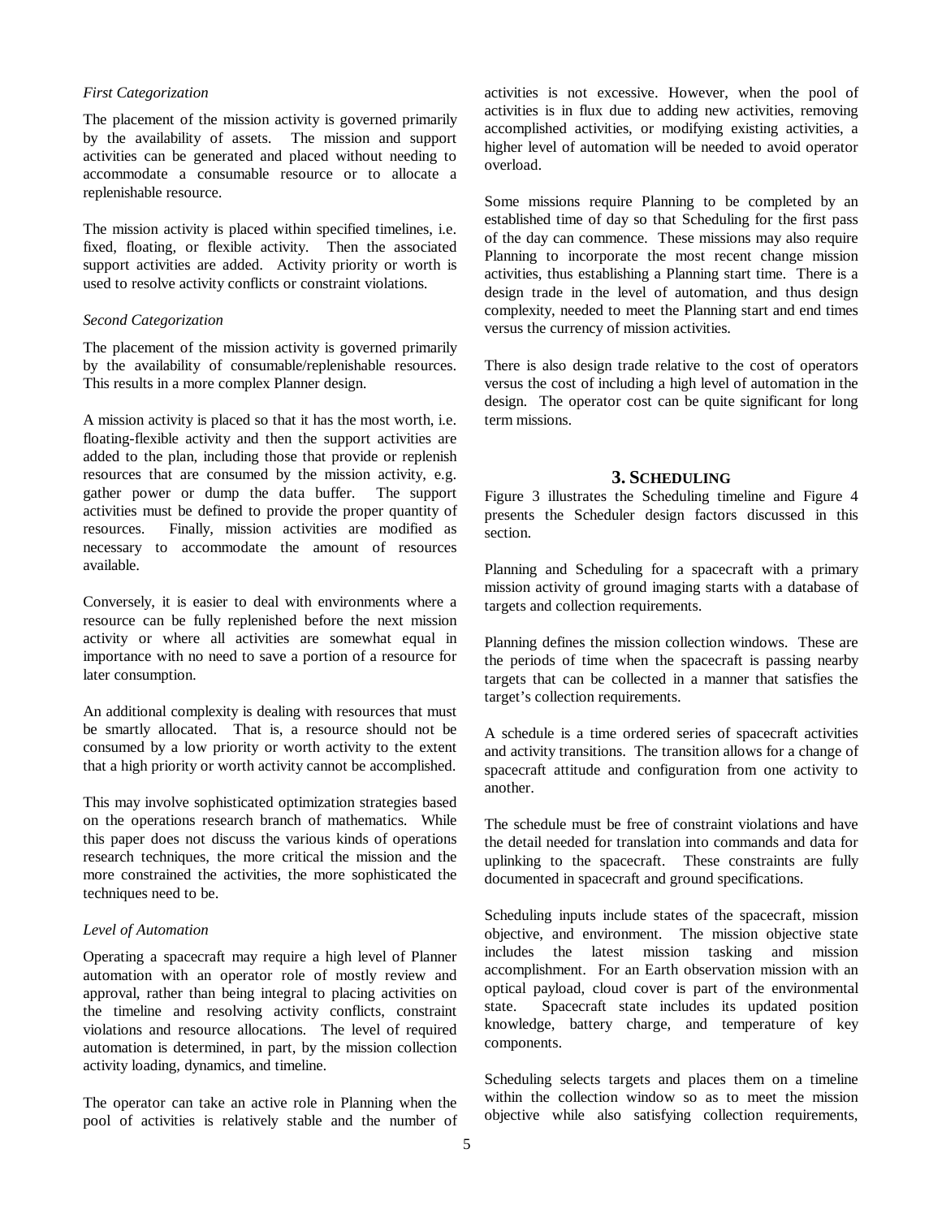*First Categorization*

The placement of the mission activity is governed primarily by the availability of assets. The mission and support activities can be generated and placed without needing to accommodate a consumable resource or to allocate a replenishable resource.

The mission activity is placed within specified timelines, i.e. fixed, floating, or flexible activity. Then the associated support activities are added. Activity priority or worth is used to resolve activity conflicts or constraint violations.

*Second Categorization*

The placement of the mission activity is governed primarily by the availability of consumable/replenishable resources. This results in a more complex Planner design.

A mission activity is placed so that it has the most worth, i.e. floating-flexible activity and then the support activities are added to the plan, including those that provide or replenish resources that are consumed by the mission activity, e.g. gather power or dump the data buffer. The support activities must be defined to provide the proper quantity of resources. Finally, mission activities are modified as necessary to accommodate the amount of resources available.

Conversely, it is easier to deal with environments where a resource can be fully replenished before the next mission activity or where all activities are somewhat equal in importance with no need to save a portion of a resource for later consumption.

An additional complexity is dealing with resources that must be smartly allocated. That is, a resource should not be consumed by a low priority or worth activity to the extent that a high priority or worth activity cannot be accomplished.

This may involve sophisticated optimization strategies based on the operations research branch of mathematics. While this paper does not discuss the various kinds of operations research techniques, the more critical the mission and the more constrained the activities, the more sophisticated the techniques need to be.

*Level of Automation*

Operating a spacecraft may require a high level of Planner automation with an operator role of mostly review and approval, rather than being integral to placing activities on the timeline and resolving activity conflicts, constraint violations and resource allocations. The level of required automation is determined, in part, by the mission collection activity loading, dynamics, and timeline.

The operator can take an active role in Planning when the pool of activities is relatively stable and the number of activities is not excessive. However, when the pool of activities is in flux due to adding new activities, removing accomplished activities, or modifying existing activities, a higher level of automation will be needed to avoid operator overload.

Some missions require Planning to be completed by an established time of day so that Scheduling for the first pass of the day can commence. These missions may also require Planning to incorporate the most recent change mission activities, thus establishing a Planning start time. There is a design trade in the level of automation, and thus design complexity, needed to meet the Planning start and end times versus the currency of mission activities.

There is also design trade relative to the cost of operators versus the cost of including a high level of automation in the design. The operator cost can be quite significant for long term missions.

## 3. Scheduling

Figure 3 illustrates the Scheduling timeline and Figure 4 presents the Scheduler design factors discussed in this section.

Planning and Scheduling for a spacecraft with a primary mission activity of ground imaging starts with a database of targets and collection requirements.

Planning defines the mission collection windows. These are the periods of time when the spacecraft is passing nearby targets that can be collected in a manner that satisfies the target's collection requirements.

A schedule is a time ordered series of spacecraft activities and activity transitions. The transition allows for a change of spacecraft attitude and configuration from one activity to another.

The schedule must be free of constraint violations and have the detail needed for translation into commands and data for uplinking to the spacecraft. These constraints are fully documented in spacecraft and ground specifications.

Scheduling inputs include states of the spacecraft, mission objective, and environment. The mission objective state includes the latest mission tasking and mission accomplishment. For an Earth observation mission with an optical payload, cloud cover is part of the environmental state. Spacecraft state includes its updated position knowledge, battery charge, and temperature of key components.

Scheduling selects targets and places them on a timeline within the collection window so as to meet the mission objective while also satisfying collection requirements,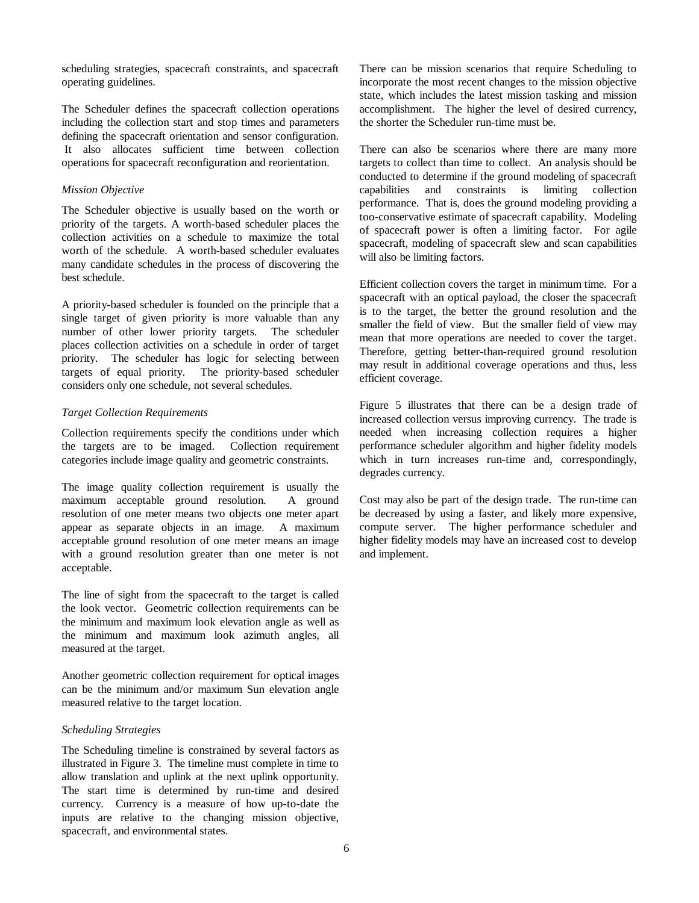scheduling strategies, spacecraft constraints, and spacecraft operating guidelines.

The Scheduler defines the spacecraft collection operations including the collection start and stop times and parameters defining the spacecraft orientation and sensor configuration. It also allocates sufficient time between collection operations for spacecraft reconfiguration and reorientation.

*Mission Objective*

The Scheduler objective is usually based on the worth or priority of the targets. A worth-based scheduler places the collection activities on a schedule to maximize the total worth of the schedule. A worth-based scheduler evaluates many candidate schedules in the process of discovering the best schedule.

A priority-based scheduler is founded on the principle that a single target of given priority is more valuable than any number of other lower priority targets. The scheduler places collection activities on a schedule in order of target priority. The scheduler has logic for selecting between targets of equal priority. The priority-based scheduler considers only one schedule, not several schedules.

*Target Collection Requirements*

Collection requirements specify the conditions under which the targets are to be imaged. Collection requirement categories include image quality and geometric constraints.

The image quality collection requirement is usually the maximum acceptable ground resolution. A ground resolution of one meter means two objects one meter apart appear as separate objects in an image. A maximum acceptable ground resolution of one meter means an image with a ground resolution greater than one meter is not acceptable.

The line of sight from the spacecraft to the target is called the look vector. Geometric collection requirements can be the minimum and maximum look elevation angle as well as the minimum and maximum look azimuth angles, all measured at the target.

Another geometric collection requirement for optical images can be the minimum and/or maximum Sun elevation angle measured relative to the target location.

*Scheduling Strategies*

The Scheduling timeline is constrained by several factors as illustrated in Figure 3. The timeline must complete in time to allow translation and uplink at the next uplink opportunity. The start time is determined by run-time and desired currency. Currency is a measure of how up-to-date the inputs are relative to the changing mission objective, spacecraft, and environmental states.

There can be mission scenarios that require Scheduling to incorporate the most recent changes to the mission objective state, which includes the latest mission tasking and mission accomplishment. The higher the level of desired currency, the shorter the Scheduler run-time must be.

There can also be scenarios where there are many more targets to collect than time to collect. An analysis should be conducted to determine if the ground modeling of spacecraft capabilities and constraints is limiting collection performance. That is, does the ground modeling providing a too-conservative estimate of spacecraft capability. Modeling of spacecraft power is often a limiting factor. For agile spacecraft, modeling of spacecraft slew and scan capabilities will also be limiting factors.

Efficient collection covers the target in minimum time. For a spacecraft with an optical payload, the closer the spacecraft is to the target, the better the ground resolution and the smaller the field of view. But the smaller field of view may mean that more operations are needed to cover the target. Therefore, getting better-than-required ground resolution may result in additional coverage operations and thus, less efficient coverage.

Figure 5 illustrates that there can be a design trade of increased collection versus improving currency. The trade is needed when increasing collection requires a higher performance scheduler algorithm and higher fidelity models which in turn increases run-time and, correspondingly, degrades currency.

Cost may also be part of the design trade. The run-time can be decreased by using a faster, and likely more expensive, compute server. The higher performance scheduler and higher fidelity models may have an increased cost to develop and implement.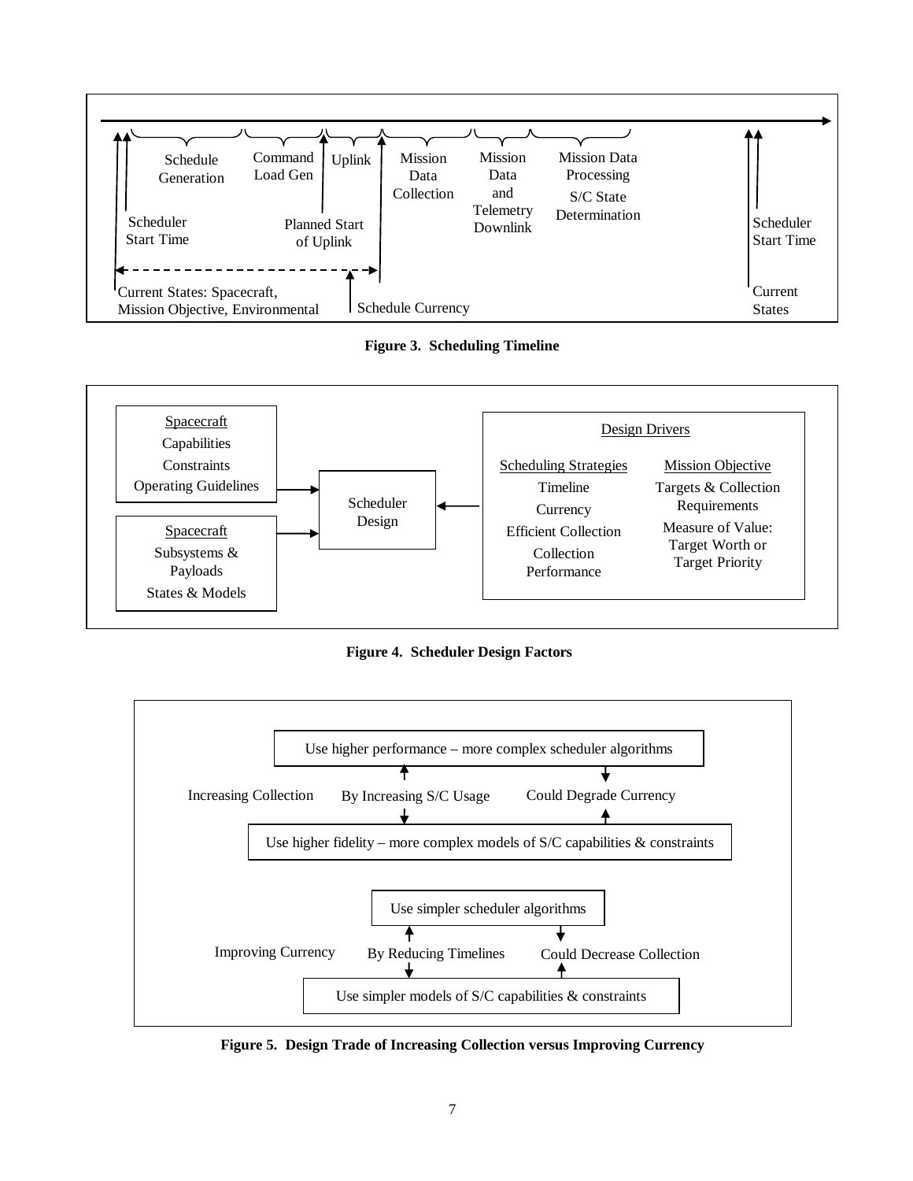Schedule Generation | Command Load Gen | Uplink | Mission Data Collection | Mission Data and Telemetry Downlink | Mission Data Processing S/C State Determination

Scheduler Start Time | Planned Start of Uplink | Scheduler Start Time

Current States: Spacecraft, Mission Objective, Environmental | Schedule Currency | Current States

**Figure 3. Scheduling Timeline**

Spacecraft: Capabilities, Constraints, Operating Guidelines

Spacecraft: Subsystems & Payloads, States & Models

Scheduler Design

Design Drivers

Scheduling Strategies: Timeline, Currency, Efficient Collection, Collection Performance

Mission Objective: Targets & Collection Requirements, Measure of Value: Target Worth or Target Priority

**Figure 4. Scheduler Design Factors**

Use higher performance – more complex scheduler algorithms

Increasing Collection | By Increasing S/C Usage | Could Degrade Currency

Use higher fidelity – more complex models of S/C capabilities & constraints

Use simpler scheduler algorithms

Improving Currency | By Reducing Timelines | Could Decrease Collection

Use simpler models of S/C capabilities & constraints

**Figure 5. Design Trade of Increasing Collection versus Improving Currency**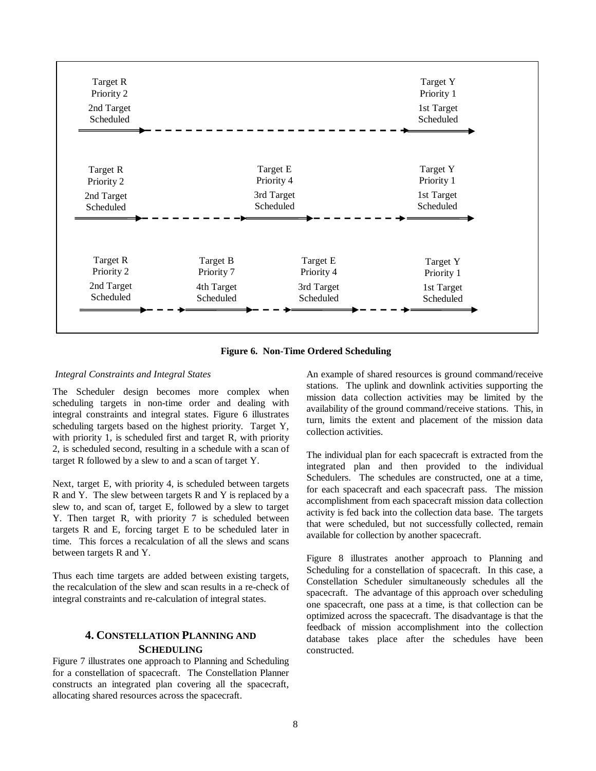Target R
Priority 2
2nd Target
Scheduled

Target Y
Priority 1
1st Target
Scheduled

Target R
Priority 2
2nd Target
Scheduled

Target E
Priority 4
3rd Target
Scheduled

Target Y
Priority 1
1st Target
Scheduled

Target R
Priority 2
2nd Target
Scheduled

Target B
Priority 7
4th Target
Scheduled

Target E
Priority 4
3rd Target
Scheduled

Target Y
Priority 1
1st Target
Scheduled

**Figure 6. Non-Time Ordered Scheduling**

*Integral Constraints and Integral States*

The Scheduler design becomes more complex when scheduling targets in non-time order and dealing with integral constraints and integral states. Figure 6 illustrates scheduling targets based on the highest priority. Target Y, with priority 1, is scheduled first and target R, with priority 2, is scheduled second, resulting in a schedule with a scan of target R followed by a slew to and a scan of target Y.

Next, target E, with priority 4, is scheduled between targets R and Y. The slew between targets R and Y is replaced by a slew to, and scan of, target E, followed by a slew to target Y. Then target R, with priority 7 is scheduled between targets R and E, forcing target E to be scheduled later in time. This forces a recalculation of all the slews and scans between targets R and Y.

Thus each time targets are added between existing targets, the recalculation of the slew and scan results in a re-check of integral constraints and re-calculation of integral states.

## 4. Constellation Planning and Scheduling

Figure 7 illustrates one approach to Planning and Scheduling for a constellation of spacecraft. The Constellation Planner constructs an integrated plan covering all the spacecraft, allocating shared resources across the spacecraft.

An example of shared resources is ground command/receive stations. The uplink and downlink activities supporting the mission data collection activities may be limited by the availability of the ground command/receive stations. This, in turn, limits the extent and placement of the mission data collection activities.

The individual plan for each spacecraft is extracted from the integrated plan and then provided to the individual Schedulers. The schedules are constructed, one at a time, for each spacecraft and each spacecraft pass. The mission accomplishment from each spacecraft mission data collection activity is fed back into the collection data base. The targets that were scheduled, but not successfully collected, remain available for collection by another spacecraft.

Figure 8 illustrates another approach to Planning and Scheduling for a constellation of spacecraft. In this case, a Constellation Scheduler simultaneously schedules all the spacecraft. The advantage of this approach over scheduling one spacecraft, one pass at a time, is that collection can be optimized across the spacecraft. The disadvantage is that the feedback of mission accomplishment into the collection database takes place after the schedules have been constructed.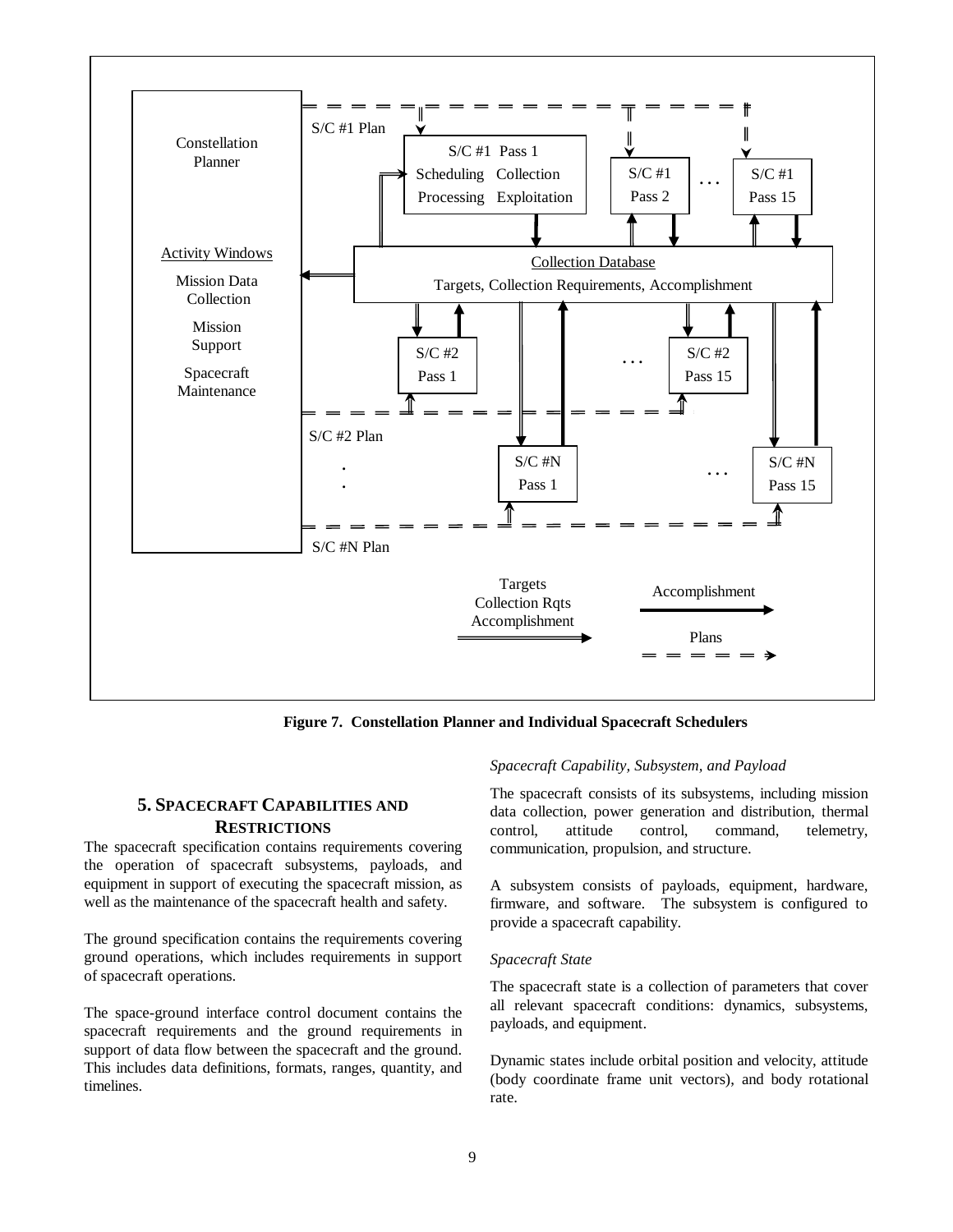**Figure 7. Constellation Planner and Individual Spacecraft Schedulers**

## 5. Spacecraft Capabilities and Restrictions

The spacecraft specification contains requirements covering the operation of spacecraft subsystems, payloads, and equipment in support of executing the spacecraft mission, as well as the maintenance of the spacecraft health and safety.

The ground specification contains the requirements covering ground operations, which includes requirements in support of spacecraft operations.

The space-ground interface control document contains the spacecraft requirements and the ground requirements in support of data flow between the spacecraft and the ground. This includes data definitions, formats, ranges, quantity, and timelines.

*Spacecraft Capability, Subsystem, and Payload*

The spacecraft consists of its subsystems, including mission data collection, power generation and distribution, thermal control, attitude control, command, telemetry, communication, propulsion, and structure.

A subsystem consists of payloads, equipment, hardware, firmware, and software. The subsystem is configured to provide a spacecraft capability.

*Spacecraft State*

The spacecraft state is a collection of parameters that cover all relevant spacecraft conditions: dynamics, subsystems, payloads, and equipment.

Dynamic states include orbital position and velocity, attitude (body coordinate frame unit vectors), and body rotational rate.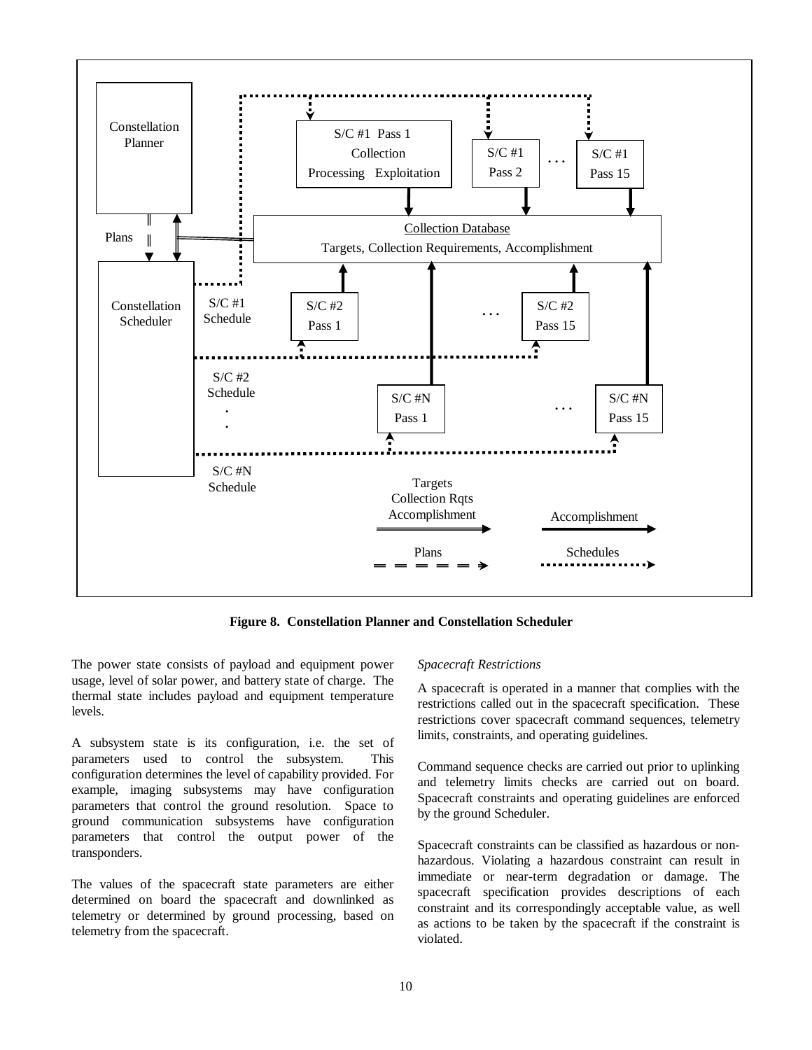Figure 8.  Constellation Planner and Constellation Scheduler

The power state consists of payload and equipment power usage, level of solar power, and battery state of charge.  The thermal state includes payload and equipment temperature levels.

A subsystem state is its configuration, i.e. the set of parameters used to control the subsystem.  This configuration determines the level of capability provided. For example, imaging subsystems may have configuration parameters that control the ground resolution.  Space to ground communication subsystems have configuration parameters that control the output power of the transponders.

The values of the spacecraft state parameters are either determined on board the spacecraft and downlinked as telemetry or determined by ground processing, based on telemetry from the spacecraft.

*Spacecraft Restrictions*

A spacecraft is operated in a manner that complies with the restrictions called out in the spacecraft specification.  These restrictions cover spacecraft command sequences, telemetry limits, constraints, and operating guidelines.

Command sequence checks are carried out prior to uplinking and telemetry limits checks are carried out on board. Spacecraft constraints and operating guidelines are enforced by the ground Scheduler.

Spacecraft constraints can be classified as hazardous or non-hazardous. Violating a hazardous constraint can result in immediate or near-term degradation or damage. The spacecraft specification provides descriptions of each constraint and its correspondingly acceptable value, as well as actions to be taken by the spacecraft if the constraint is violated.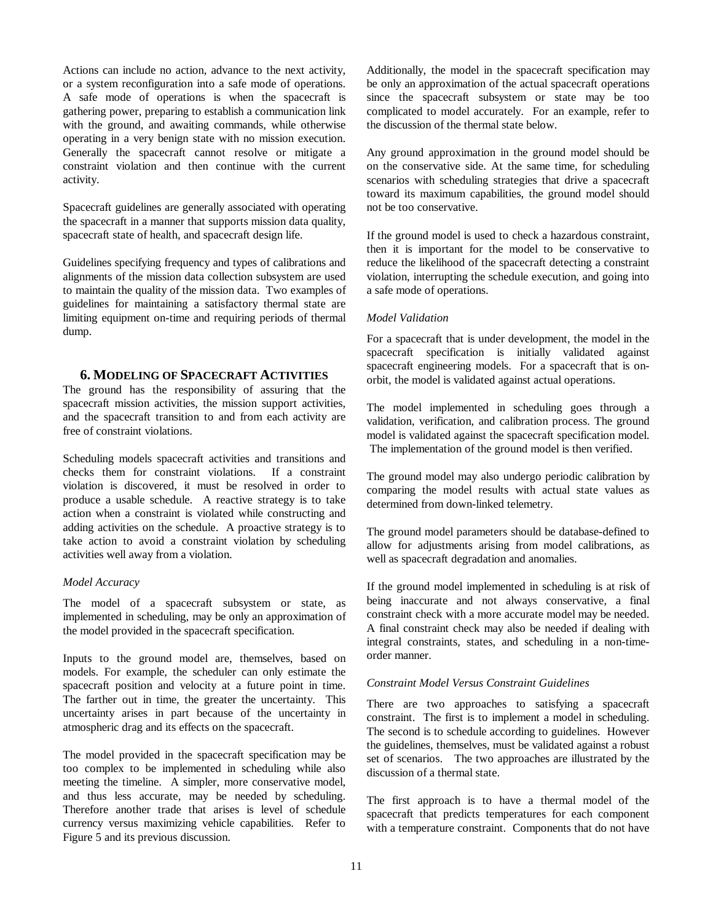Actions can include no action, advance to the next activity, or a system reconfiguration into a safe mode of operations. A safe mode of operations is when the spacecraft is gathering power, preparing to establish a communication link with the ground, and awaiting commands, while otherwise operating in a very benign state with no mission execution. Generally the spacecraft cannot resolve or mitigate a constraint violation and then continue with the current activity.

Spacecraft guidelines are generally associated with operating the spacecraft in a manner that supports mission data quality, spacecraft state of health, and spacecraft design life.

Guidelines specifying frequency and types of calibrations and alignments of the mission data collection subsystem are used to maintain the quality of the mission data. Two examples of guidelines for maintaining a satisfactory thermal state are limiting equipment on-time and requiring periods of thermal dump.

## 6. Modeling of Spacecraft Activities

The ground has the responsibility of assuring that the spacecraft mission activities, the mission support activities, and the spacecraft transition to and from each activity are free of constraint violations.

Scheduling models spacecraft activities and transitions and checks them for constraint violations. If a constraint violation is discovered, it must be resolved in order to produce a usable schedule. A reactive strategy is to take action when a constraint is violated while constructing and adding activities on the schedule. A proactive strategy is to take action to avoid a constraint violation by scheduling activities well away from a violation.

*Model Accuracy*

The model of a spacecraft subsystem or state, as implemented in scheduling, may be only an approximation of the model provided in the spacecraft specification.

Inputs to the ground model are, themselves, based on models. For example, the scheduler can only estimate the spacecraft position and velocity at a future point in time. The farther out in time, the greater the uncertainty. This uncertainty arises in part because of the uncertainty in atmospheric drag and its effects on the spacecraft.

The model provided in the spacecraft specification may be too complex to be implemented in scheduling while also meeting the timeline. A simpler, more conservative model, and thus less accurate, may be needed by scheduling. Therefore another trade that arises is level of schedule currency versus maximizing vehicle capabilities. Refer to Figure 5 and its previous discussion.

Additionally, the model in the spacecraft specification may be only an approximation of the actual spacecraft operations since the spacecraft subsystem or state may be too complicated to model accurately. For an example, refer to the discussion of the thermal state below.

Any ground approximation in the ground model should be on the conservative side. At the same time, for scheduling scenarios with scheduling strategies that drive a spacecraft toward its maximum capabilities, the ground model should not be too conservative.

If the ground model is used to check a hazardous constraint, then it is important for the model to be conservative to reduce the likelihood of the spacecraft detecting a constraint violation, interrupting the schedule execution, and going into a safe mode of operations.

*Model Validation*

For a spacecraft that is under development, the model in the spacecraft specification is initially validated against spacecraft engineering models. For a spacecraft that is on-orbit, the model is validated against actual operations.

The model implemented in scheduling goes through a validation, verification, and calibration process. The ground model is validated against the spacecraft specification model. The implementation of the ground model is then verified.

The ground model may also undergo periodic calibration by comparing the model results with actual state values as determined from down-linked telemetry.

The ground model parameters should be database-defined to allow for adjustments arising from model calibrations, as well as spacecraft degradation and anomalies.

If the ground model implemented in scheduling is at risk of being inaccurate and not always conservative, a final constraint check with a more accurate model may be needed. A final constraint check may also be needed if dealing with integral constraints, states, and scheduling in a non-time-order manner.

*Constraint Model Versus Constraint Guidelines*

There are two approaches to satisfying a spacecraft constraint. The first is to implement a model in scheduling. The second is to schedule according to guidelines. However the guidelines, themselves, must be validated against a robust set of scenarios. The two approaches are illustrated by the discussion of a thermal state.

The first approach is to have a thermal model of the spacecraft that predicts temperatures for each component with a temperature constraint. Components that do not have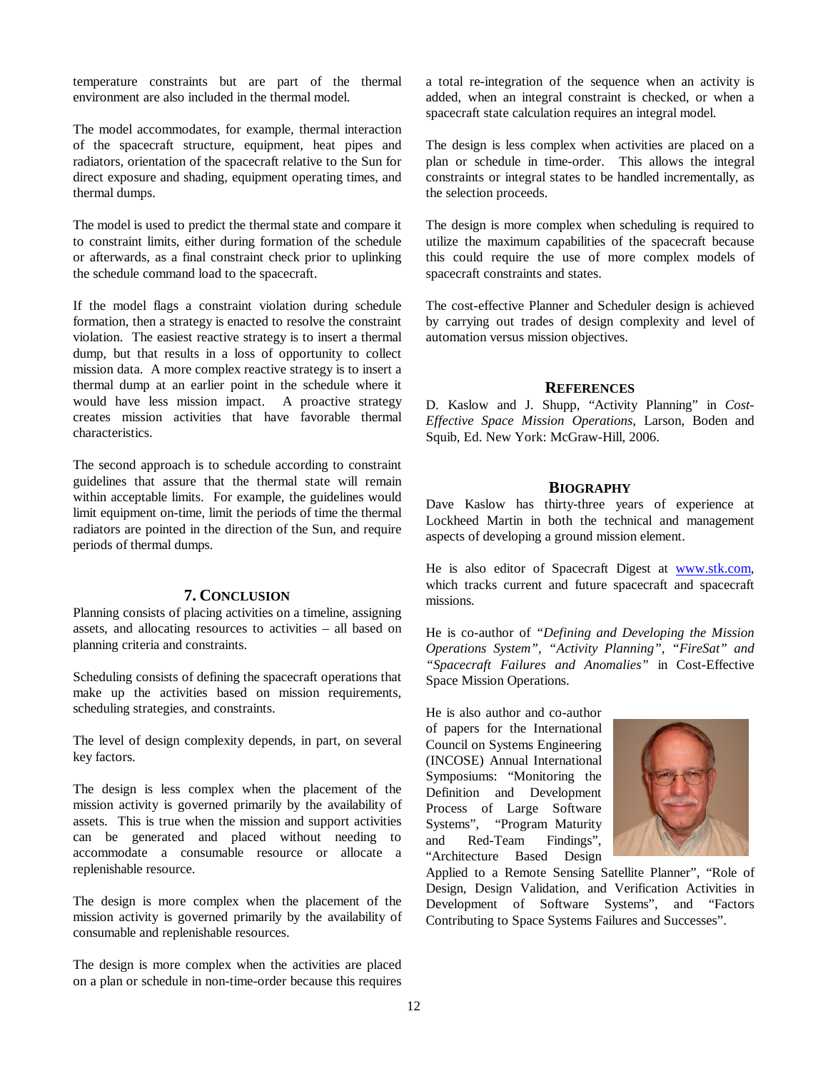temperature constraints but are part of the thermal environment are also included in the thermal model.

The model accommodates, for example, thermal interaction of the spacecraft structure, equipment, heat pipes and radiators, orientation of the spacecraft relative to the Sun for direct exposure and shading, equipment operating times, and thermal dumps.

The model is used to predict the thermal state and compare it to constraint limits, either during formation of the schedule or afterwards, as a final constraint check prior to uplinking the schedule command load to the spacecraft.

If the model flags a constraint violation during schedule formation, then a strategy is enacted to resolve the constraint violation. The easiest reactive strategy is to insert a thermal dump, but that results in a loss of opportunity to collect mission data. A more complex reactive strategy is to insert a thermal dump at an earlier point in the schedule where it would have less mission impact. A proactive strategy creates mission activities that have favorable thermal characteristics.

The second approach is to schedule according to constraint guidelines that assure that the thermal state will remain within acceptable limits. For example, the guidelines would limit equipment on-time, limit the periods of time the thermal radiators are pointed in the direction of the Sun, and require periods of thermal dumps.

## 7. Conclusion

Planning consists of placing activities on a timeline, assigning assets, and allocating resources to activities – all based on planning criteria and constraints.

Scheduling consists of defining the spacecraft operations that make up the activities based on mission requirements, scheduling strategies, and constraints.

The level of design complexity depends, in part, on several key factors.

The design is less complex when the placement of the mission activity is governed primarily by the availability of assets. This is true when the mission and support activities can be generated and placed without needing to accommodate a consumable resource or allocate a replenishable resource.

The design is more complex when the placement of the mission activity is governed primarily by the availability of consumable and replenishable resources.

The design is more complex when the activities are placed on a plan or schedule in non-time-order because this requires a total re-integration of the sequence when an activity is added, when an integral constraint is checked, or when a spacecraft state calculation requires an integral model.

The design is less complex when activities are placed on a plan or schedule in time-order. This allows the integral constraints or integral states to be handled incrementally, as the selection proceeds.

The design is more complex when scheduling is required to utilize the maximum capabilities of the spacecraft because this could require the use of more complex models of spacecraft constraints and states.

The cost-effective Planner and Scheduler design is achieved by carrying out trades of design complexity and level of automation versus mission objectives.

## References

D. Kaslow and J. Shupp, "Activity Planning" in *Cost-Effective Space Mission Operations*, Larson, Boden and Squib, Ed. New York: McGraw-Hill, 2006.

## Biography

Dave Kaslow has thirty-three years of experience at Lockheed Martin in both the technical and management aspects of developing a ground mission element.

He is also editor of Spacecraft Digest at www.stk.com, which tracks current and future spacecraft and spacecraft missions.

He is co-author of *"Defining and Developing the Mission Operations System", "Activity Planning", "FireSat" and "Spacecraft Failures and Anomalies"* in Cost-Effective Space Mission Operations.

He is also author and co-author of papers for the International Council on Systems Engineering (INCOSE) Annual International Symposiums: "Monitoring the Definition and Development Process of Large Software Systems", "Program Maturity and Red-Team Findings", "Architecture Based Design Applied to a Remote Sensing Satellite Planner", "Role of Design, Design Validation, and Verification Activities in Development of Software Systems", and "Factors Contributing to Space Systems Failures and Successes".